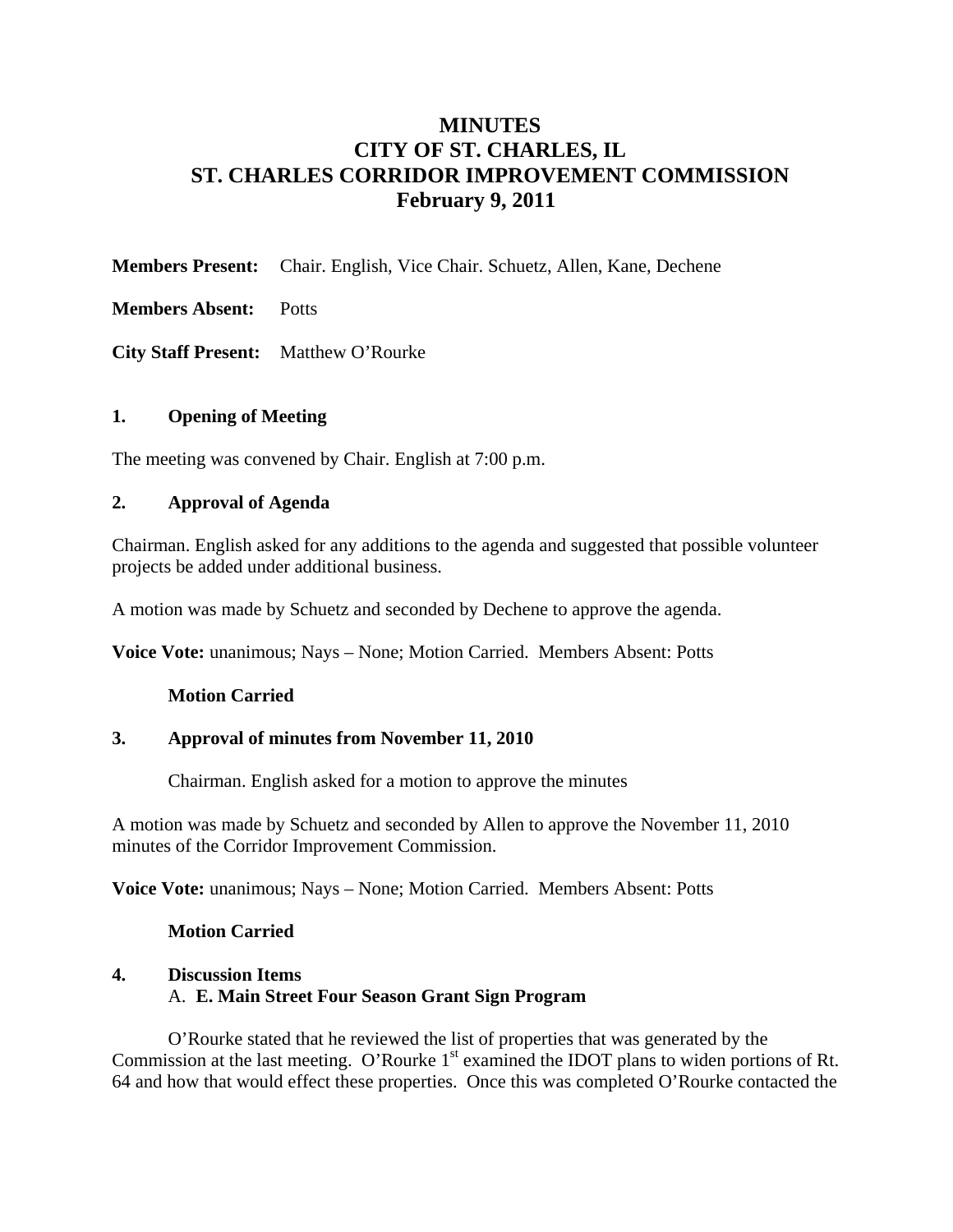# MINUTES
# CITY OF ST. CHARLES, IL
# ST. CHARLES CORRIDOR IMPROVEMENT COMMISSION
# February 9, 2011

**Members Present:** Chair. English, Vice Chair. Schuetz, Allen, Kane, Dechene

**Members Absent:** Potts

**City Staff Present:** Matthew O'Rourke

## 1. Opening of Meeting

The meeting was convened by Chair. English at 7:00 p.m.

## 2. Approval of Agenda

Chairman. English asked for any additions to the agenda and suggested that possible volunteer projects be added under additional business.

A motion was made by Schuetz and seconded by Dechene to approve the agenda.

**Voice Vote:** unanimous; Nays – None; Motion Carried. Members Absent: Potts

**Motion Carried**

## 3. Approval of minutes from November 11, 2010

Chairman. English asked for a motion to approve the minutes

A motion was made by Schuetz and seconded by Allen to approve the November 11, 2010 minutes of the Corridor Improvement Commission.

**Voice Vote:** unanimous; Nays – None; Motion Carried. Members Absent: Potts

**Motion Carried**

## 4. Discussion Items

A. **E. Main Street Four Season Grant Sign Program**

O'Rourke stated that he reviewed the list of properties that was generated by the Commission at the last meeting. O'Rourke 1st examined the IDOT plans to widen portions of Rt. 64 and how that would effect these properties. Once this was completed O'Rourke contacted the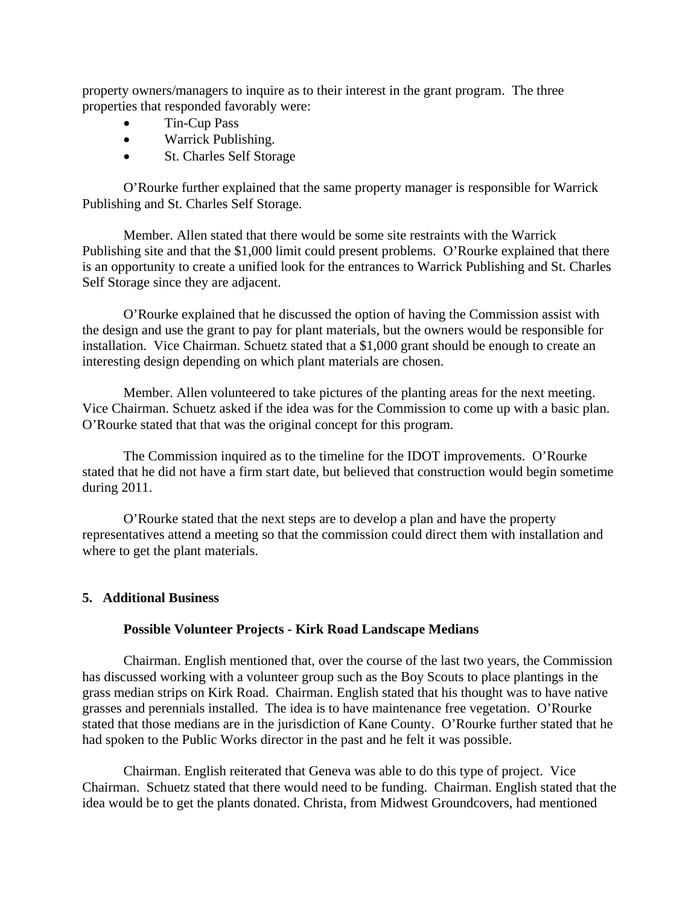property owners/managers to inquire as to their interest in the grant program.  The three properties that responded favorably were:

- Tin-Cup Pass
- Warrick Publishing.
- St. Charles Self Storage

O'Rourke further explained that the same property manager is responsible for Warrick Publishing and St. Charles Self Storage.

Member. Allen stated that there would be some site restraints with the Warrick Publishing site and that the $1,000 limit could present problems.  O'Rourke explained that there is an opportunity to create a unified look for the entrances to Warrick Publishing and St. Charles Self Storage since they are adjacent.

O'Rourke explained that he discussed the option of having the Commission assist with the design and use the grant to pay for plant materials, but the owners would be responsible for installation.  Vice Chairman. Schuetz stated that a $1,000 grant should be enough to create an interesting design depending on which plant materials are chosen.

Member. Allen volunteered to take pictures of the planting areas for the next meeting. Vice Chairman. Schuetz asked if the idea was for the Commission to come up with a basic plan. O'Rourke stated that that was the original concept for this program.

The Commission inquired as to the timeline for the IDOT improvements.  O'Rourke stated that he did not have a firm start date, but believed that construction would begin sometime during 2011.

O'Rourke stated that the next steps are to develop a plan and have the property representatives attend a meeting so that the commission could direct them with installation and where to get the plant materials.

**5. Additional Business**

**Possible Volunteer Projects - Kirk Road Landscape Medians**

Chairman. English mentioned that, over the course of the last two years, the Commission has discussed working with a volunteer group such as the Boy Scouts to place plantings in the grass median strips on Kirk Road.  Chairman. English stated that his thought was to have native grasses and perennials installed.  The idea is to have maintenance free vegetation.  O'Rourke stated that those medians are in the jurisdiction of Kane County.  O'Rourke further stated that he had spoken to the Public Works director in the past and he felt it was possible.

Chairman. English reiterated that Geneva was able to do this type of project.  Vice Chairman.  Schuetz stated that there would need to be funding.  Chairman. English stated that the idea would be to get the plants donated. Christa, from Midwest Groundcovers, had mentioned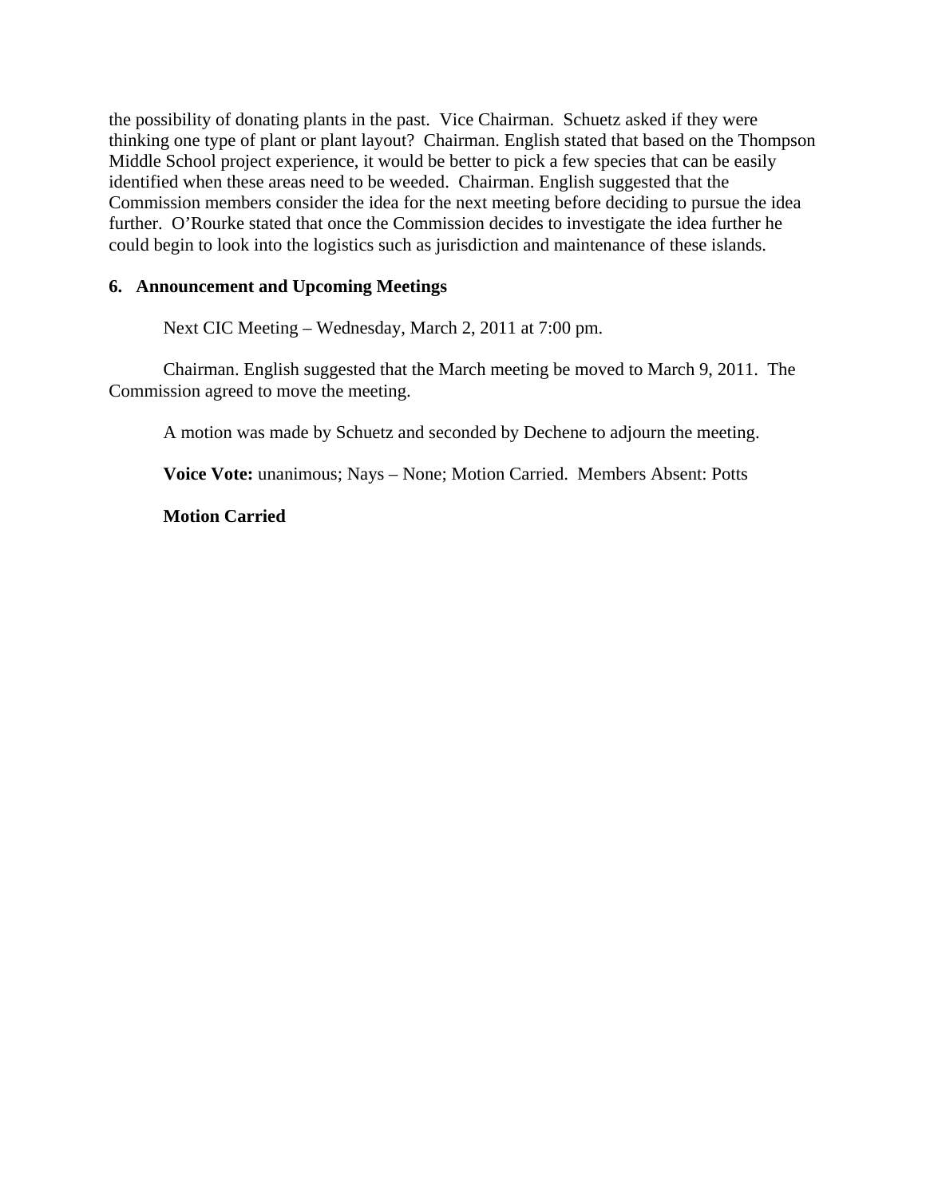the possibility of donating plants in the past. Vice Chairman. Schuetz asked if they were thinking one type of plant or plant layout? Chairman. English stated that based on the Thompson Middle School project experience, it would be better to pick a few species that can be easily identified when these areas need to be weeded. Chairman. English suggested that the Commission members consider the idea for the next meeting before deciding to pursue the idea further. O'Rourke stated that once the Commission decides to investigate the idea further he could begin to look into the logistics such as jurisdiction and maintenance of these islands.

**6. Announcement and Upcoming Meetings**

Next CIC Meeting – Wednesday, March 2, 2011 at 7:00 pm.

Chairman. English suggested that the March meeting be moved to March 9, 2011. The Commission agreed to move the meeting.

A motion was made by Schuetz and seconded by Dechene to adjourn the meeting.

**Voice Vote:** unanimous; Nays – None; Motion Carried. Members Absent: Potts

**Motion Carried**